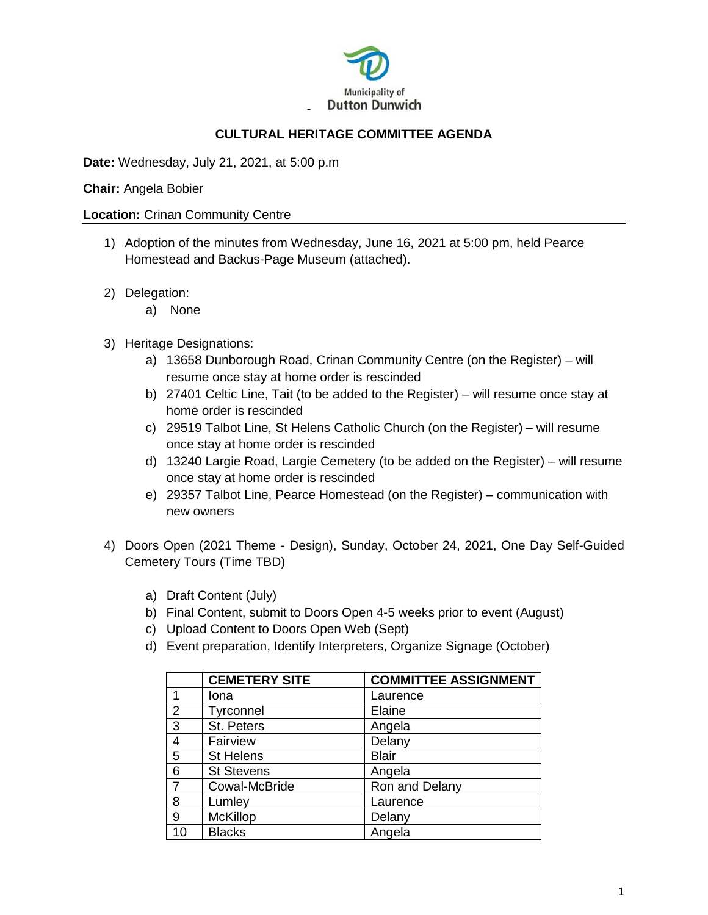Municipality of Dutton Dunwich

# CULTURAL HERITAGE COMMITTEE AGENDA

**Date:** Wednesday, July 21, 2021, at 5:00 p.m

**Chair:** Angela Bobier

**Location:** Crinan Community Centre

1) Adoption of the minutes from Wednesday, June 16, 2021 at 5:00 pm, held Pearce Homestead and Backus-Page Museum (attached).

2) Delegation:
   a) None

3) Heritage Designations:
   a) 13658 Dunborough Road, Crinan Community Centre (on the Register) – will resume once stay at home order is rescinded
   b) 27401 Celtic Line, Tait (to be added to the Register) – will resume once stay at home order is rescinded
   c) 29519 Talbot Line, St Helens Catholic Church (on the Register) – will resume once stay at home order is rescinded
   d) 13240 Largie Road, Largie Cemetery (to be added on the Register) – will resume once stay at home order is rescinded
   e) 29357 Talbot Line, Pearce Homestead (on the Register) – communication with new owners

4) Doors Open (2021 Theme - Design), Sunday, October 24, 2021, One Day Self-Guided Cemetery Tours (Time TBD)

   a) Draft Content (July)
   b) Final Content, submit to Doors Open 4-5 weeks prior to event (August)
   c) Upload Content to Doors Open Web (Sept)
   d) Event preparation, Identify Interpreters, Organize Signage (October)

| | CEMETERY SITE | COMMITTEE ASSIGNMENT |
|---|---|---|
| 1 | Iona | Laurence |
| 2 | Tyrconnel | Elaine |
| 3 | St. Peters | Angela |
| 4 | Fairview | Delany |
| 5 | St Helens | Blair |
| 6 | St Stevens | Angela |
| 7 | Cowal-McBride | Ron and Delany |
| 8 | Lumley | Laurence |
| 9 | McKillop | Delany |
| 10 | Blacks | Angela |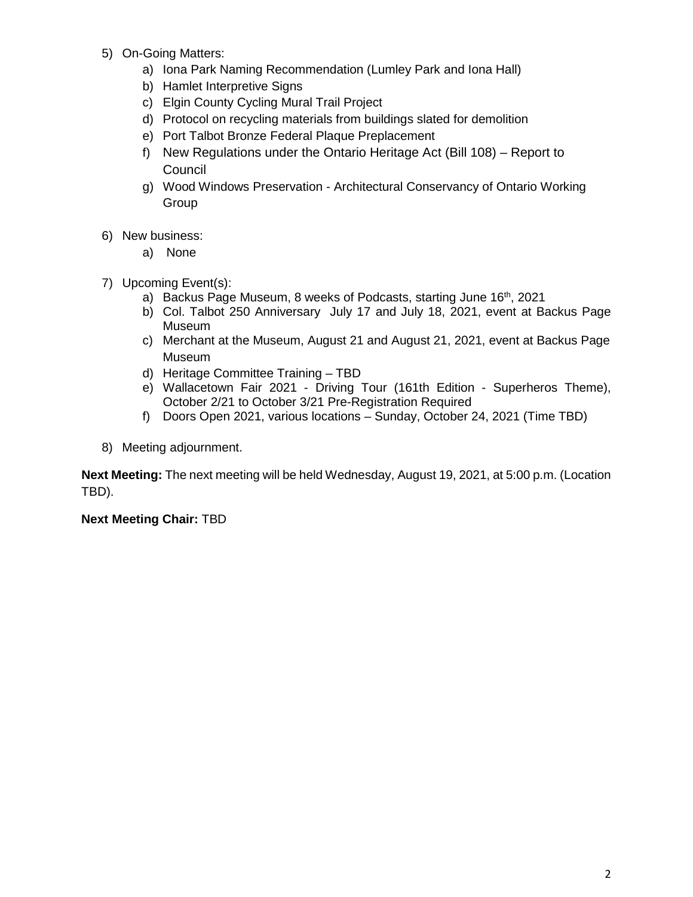5) On-Going Matters:
    a) Iona Park Naming Recommendation (Lumley Park and Iona Hall)
    b) Hamlet Interpretive Signs
    c) Elgin County Cycling Mural Trail Project
    d) Protocol on recycling materials from buildings slated for demolition
    e) Port Talbot Bronze Federal Plaque Preplacement
    f) New Regulations under the Ontario Heritage Act (Bill 108) – Report to Council
    g) Wood Windows Preservation - Architectural Conservancy of Ontario Working Group

6) New business:
    a) None

7) Upcoming Event(s):
    a) Backus Page Museum, 8 weeks of Podcasts, starting June 16th, 2021
    b) Col. Talbot 250 Anniversary July 17 and July 18, 2021, event at Backus Page Museum
    c) Merchant at the Museum, August 21 and August 21, 2021, event at Backus Page Museum
    d) Heritage Committee Training – TBD
    e) Wallacetown Fair 2021 - Driving Tour (161th Edition - Superheros Theme), October 2/21 to October 3/21 Pre-Registration Required
    f) Doors Open 2021, various locations – Sunday, October 24, 2021 (Time TBD)

8) Meeting adjournment.

**Next Meeting:** The next meeting will be held Wednesday, August 19, 2021, at 5:00 p.m. (Location TBD).

**Next Meeting Chair:** TBD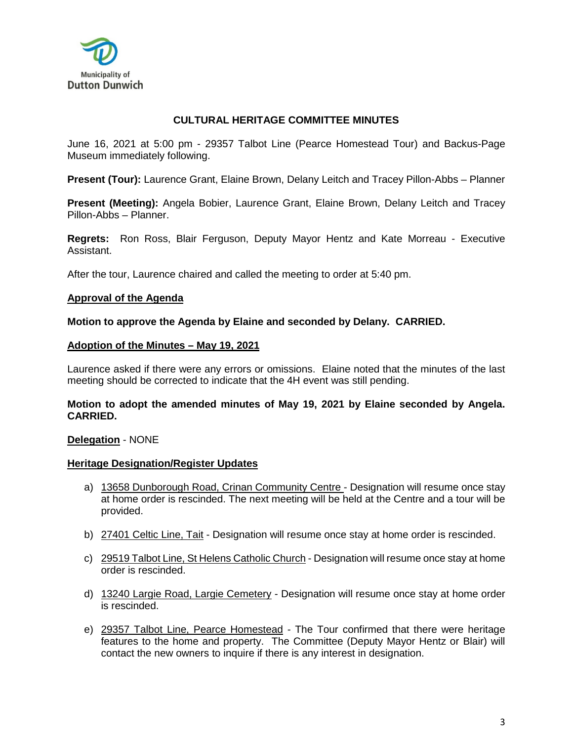**CULTURAL HERITAGE COMMITTEE MINUTES**

June 16, 2021 at 5:00 pm - 29357 Talbot Line (Pearce Homestead Tour) and Backus-Page Museum immediately following.

**Present (Tour):** Laurence Grant, Elaine Brown, Delany Leitch and Tracey Pillon-Abbs – Planner

**Present (Meeting):** Angela Bobier, Laurence Grant, Elaine Brown, Delany Leitch and Tracey Pillon-Abbs – Planner.

**Regrets:** Ron Ross, Blair Ferguson, Deputy Mayor Hentz and Kate Morreau - Executive Assistant.

After the tour, Laurence chaired and called the meeting to order at 5:40 pm.

**Approval of the Agenda**

**Motion to approve the Agenda by Elaine and seconded by Delany. CARRIED.**

**Adoption of the Minutes – May 19, 2021**

Laurence asked if there were any errors or omissions. Elaine noted that the minutes of the last meeting should be corrected to indicate that the 4H event was still pending.

**Motion to adopt the amended minutes of May 19, 2021 by Elaine seconded by Angela. CARRIED.**

**Delegation** - NONE

**Heritage Designation/Register Updates**

a) 13658 Dunborough Road, Crinan Community Centre - Designation will resume once stay at home order is rescinded. The next meeting will be held at the Centre and a tour will be provided.

b) 27401 Celtic Line, Tait - Designation will resume once stay at home order is rescinded.

c) 29519 Talbot Line, St Helens Catholic Church - Designation will resume once stay at home order is rescinded.

d) 13240 Largie Road, Largie Cemetery - Designation will resume once stay at home order is rescinded.

e) 29357 Talbot Line, Pearce Homestead - The Tour confirmed that there were heritage features to the home and property. The Committee (Deputy Mayor Hentz or Blair) will contact the new owners to inquire if there is any interest in designation.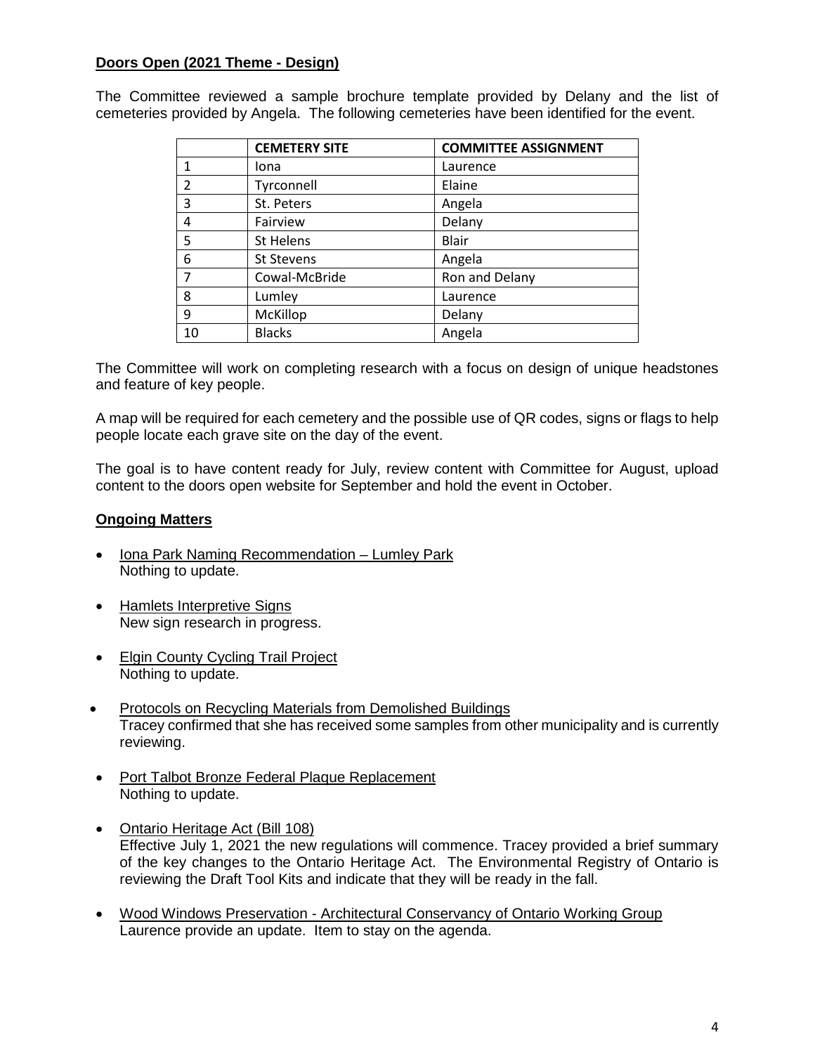**Doors Open (2021 Theme - Design)**

The Committee reviewed a sample brochure template provided by Delany and the list of cemeteries provided by Angela. The following cemeteries have been identified for the event.

| | CEMETERY SITE | COMMITTEE ASSIGNMENT |
|---|---|---|
| 1 | Iona | Laurence |
| 2 | Tyrconnell | Elaine |
| 3 | St. Peters | Angela |
| 4 | Fairview | Delany |
| 5 | St Helens | Blair |
| 6 | St Stevens | Angela |
| 7 | Cowal-McBride | Ron and Delany |
| 8 | Lumley | Laurence |
| 9 | McKillop | Delany |
| 10 | Blacks | Angela |

The Committee will work on completing research with a focus on design of unique headstones and feature of key people.

A map will be required for each cemetery and the possible use of QR codes, signs or flags to help people locate each grave site on the day of the event.

The goal is to have content ready for July, review content with Committee for August, upload content to the doors open website for September and hold the event in October.

**Ongoing Matters**

- Iona Park Naming Recommendation – Lumley Park
  Nothing to update.
- Hamlets Interpretive Signs
  New sign research in progress.
- Elgin County Cycling Trail Project
  Nothing to update.
- Protocols on Recycling Materials from Demolished Buildings
  Tracey confirmed that she has received some samples from other municipality and is currently reviewing.
- Port Talbot Bronze Federal Plaque Replacement
  Nothing to update.
- Ontario Heritage Act (Bill 108)
  Effective July 1, 2021 the new regulations will commence. Tracey provided a brief summary of the key changes to the Ontario Heritage Act. The Environmental Registry of Ontario is reviewing the Draft Tool Kits and indicate that they will be ready in the fall.
- Wood Windows Preservation - Architectural Conservancy of Ontario Working Group
  Laurence provide an update. Item to stay on the agenda.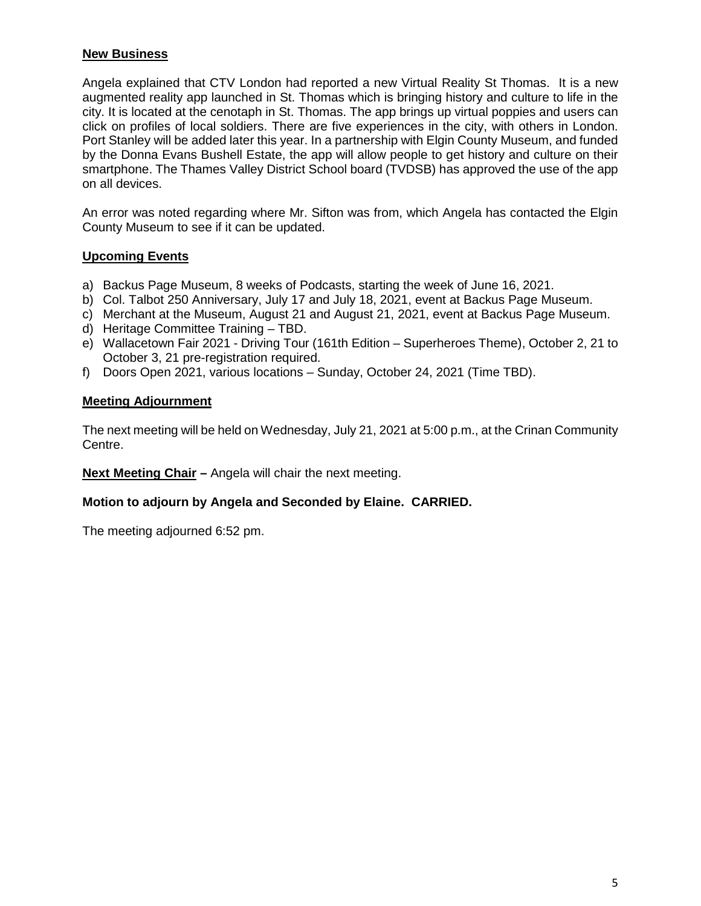## New Business

Angela explained that CTV London had reported a new Virtual Reality St Thomas. It is a new augmented reality app launched in St. Thomas which is bringing history and culture to life in the city. It is located at the cenotaph in St. Thomas. The app brings up virtual poppies and users can click on profiles of local soldiers. There are five experiences in the city, with others in London. Port Stanley will be added later this year. In a partnership with Elgin County Museum, and funded by the Donna Evans Bushell Estate, the app will allow people to get history and culture on their smartphone. The Thames Valley District School board (TVDSB) has approved the use of the app on all devices.

An error was noted regarding where Mr. Sifton was from, which Angela has contacted the Elgin County Museum to see if it can be updated.

## Upcoming Events

a) Backus Page Museum, 8 weeks of Podcasts, starting the week of June 16, 2021.
b) Col. Talbot 250 Anniversary, July 17 and July 18, 2021, event at Backus Page Museum.
c) Merchant at the Museum, August 21 and August 21, 2021, event at Backus Page Museum.
d) Heritage Committee Training – TBD.
e) Wallacetown Fair 2021 - Driving Tour (161th Edition – Superheroes Theme), October 2, 21 to October 3, 21 pre-registration required.
f) Doors Open 2021, various locations – Sunday, October 24, 2021 (Time TBD).

## Meeting Adjournment

The next meeting will be held on Wednesday, July 21, 2021 at 5:00 p.m., at the Crinan Community Centre.

**Next Meeting Chair –** Angela will chair the next meeting.

**Motion to adjourn by Angela and Seconded by Elaine. CARRIED.**

The meeting adjourned 6:52 pm.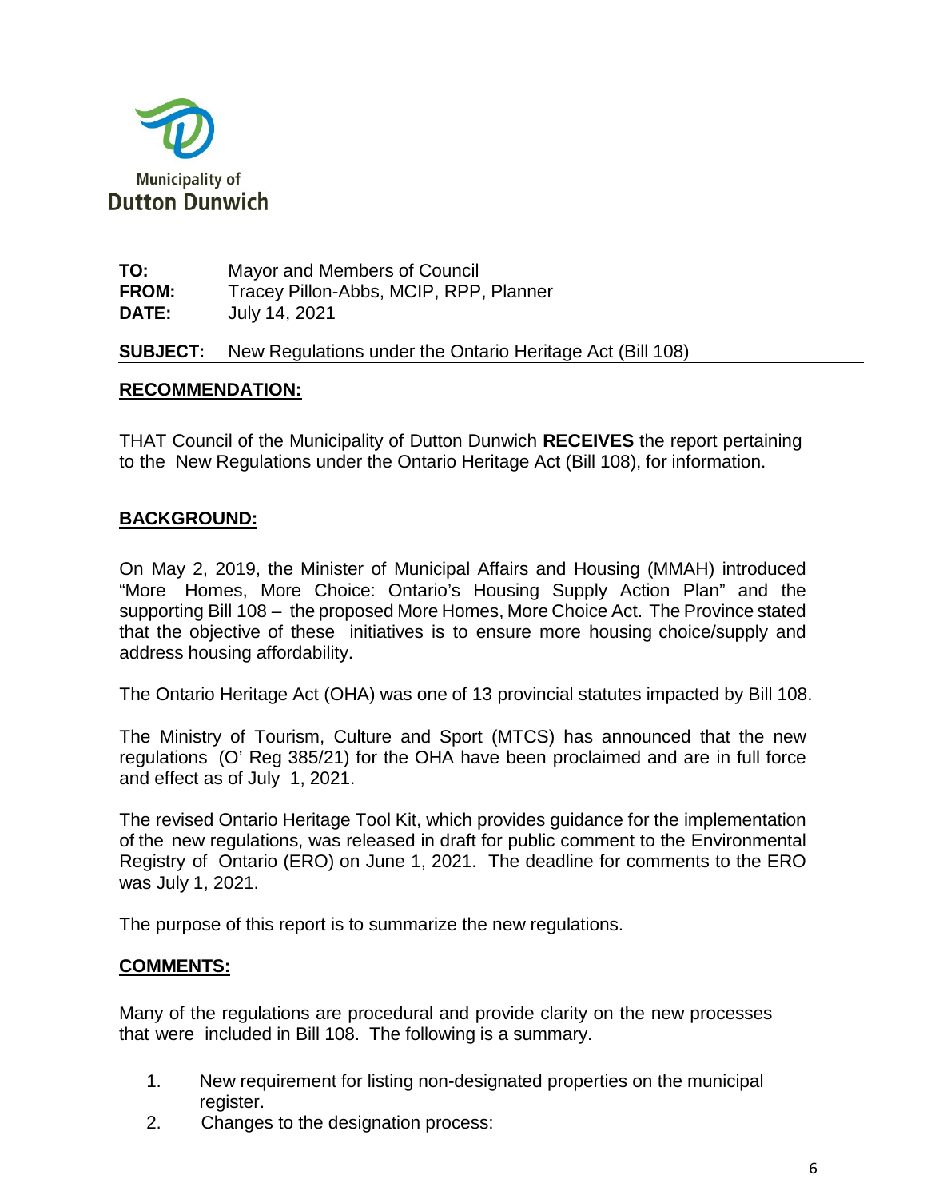Municipality of
Dutton Dunwich

**TO:** Mayor and Members of Council
**FROM:** Tracey Pillon-Abbs, MCIP, RPP, Planner
**DATE:** July 14, 2021

**SUBJECT:** New Regulations under the Ontario Heritage Act (Bill 108)

## RECOMMENDATION:

THAT Council of the Municipality of Dutton Dunwich **RECEIVES** the report pertaining to the New Regulations under the Ontario Heritage Act (Bill 108), for information.

## BACKGROUND:

On May 2, 2019, the Minister of Municipal Affairs and Housing (MMAH) introduced "More Homes, More Choice: Ontario's Housing Supply Action Plan" and the supporting Bill 108 – the proposed More Homes, More Choice Act. The Province stated that the objective of these initiatives is to ensure more housing choice/supply and address housing affordability.

The Ontario Heritage Act (OHA) was one of 13 provincial statutes impacted by Bill 108.

The Ministry of Tourism, Culture and Sport (MTCS) has announced that the new regulations (O' Reg 385/21) for the OHA have been proclaimed and are in full force and effect as of July 1, 2021.

The revised Ontario Heritage Tool Kit, which provides guidance for the implementation of the new regulations, was released in draft for public comment to the Environmental Registry of Ontario (ERO) on June 1, 2021. The deadline for comments to the ERO was July 1, 2021.

The purpose of this report is to summarize the new regulations.

## COMMENTS:

Many of the regulations are procedural and provide clarity on the new processes that were included in Bill 108. The following is a summary.

1. New requirement for listing non-designated properties on the municipal register.
2. Changes to the designation process: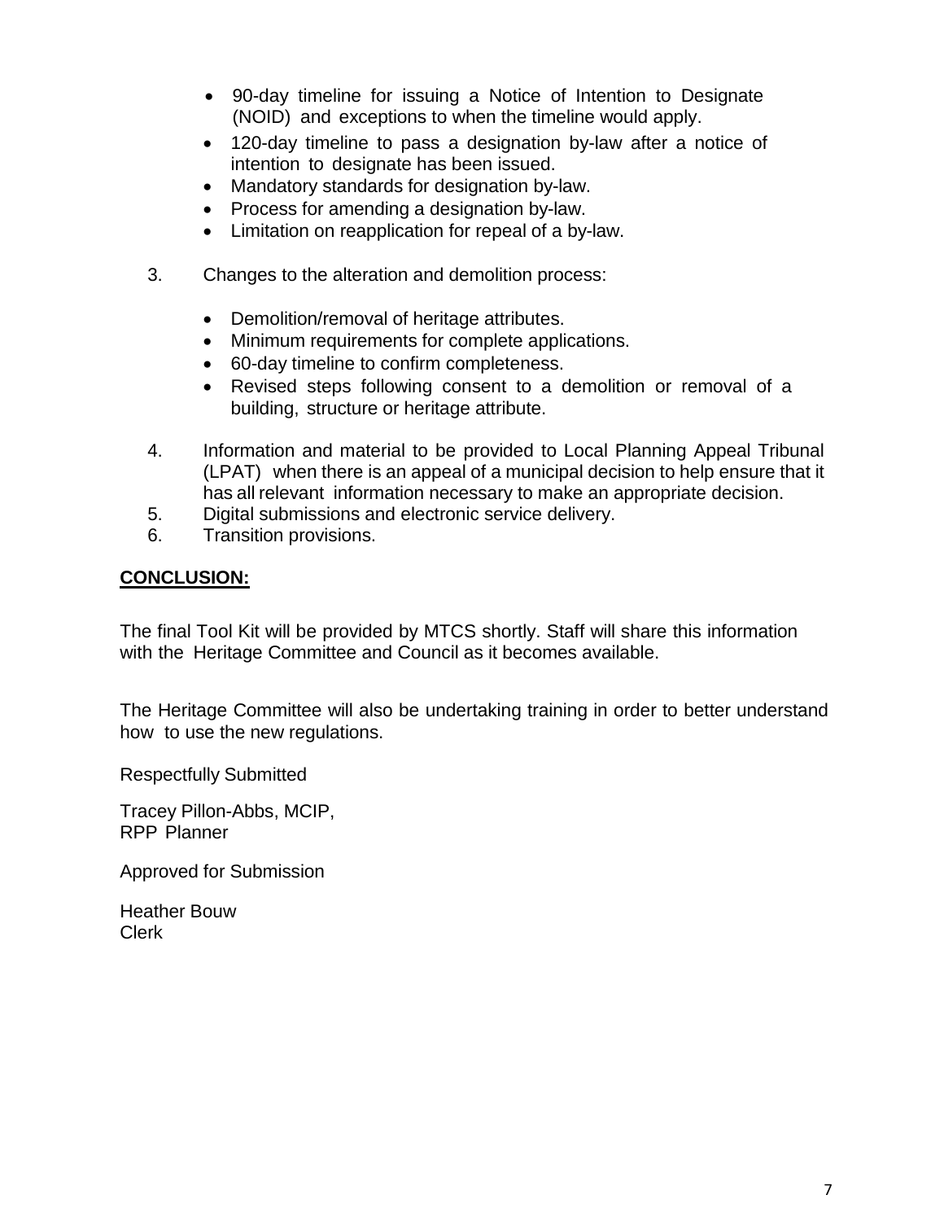- 90-day timeline for issuing a Notice of Intention to Designate (NOID) and exceptions to when the timeline would apply.
- 120-day timeline to pass a designation by-law after a notice of intention to designate has been issued.
- Mandatory standards for designation by-law.
- Process for amending a designation by-law.
- Limitation on reapplication for repeal of a by-law.

3. Changes to the alteration and demolition process:

   - Demolition/removal of heritage attributes.
   - Minimum requirements for complete applications.
   - 60-day timeline to confirm completeness.
   - Revised steps following consent to a demolition or removal of a building, structure or heritage attribute.

4. Information and material to be provided to Local Planning Appeal Tribunal (LPAT) when there is an appeal of a municipal decision to help ensure that it has all relevant information necessary to make an appropriate decision.
5. Digital submissions and electronic service delivery.
6. Transition provisions.

**CONCLUSION:**

The final Tool Kit will be provided by MTCS shortly. Staff will share this information with the Heritage Committee and Council as it becomes available.

The Heritage Committee will also be undertaking training in order to better understand how to use the new regulations.

Respectfully Submitted

Tracey Pillon-Abbs, MCIP,
RPP Planner

Approved for Submission

Heather Bouw
Clerk